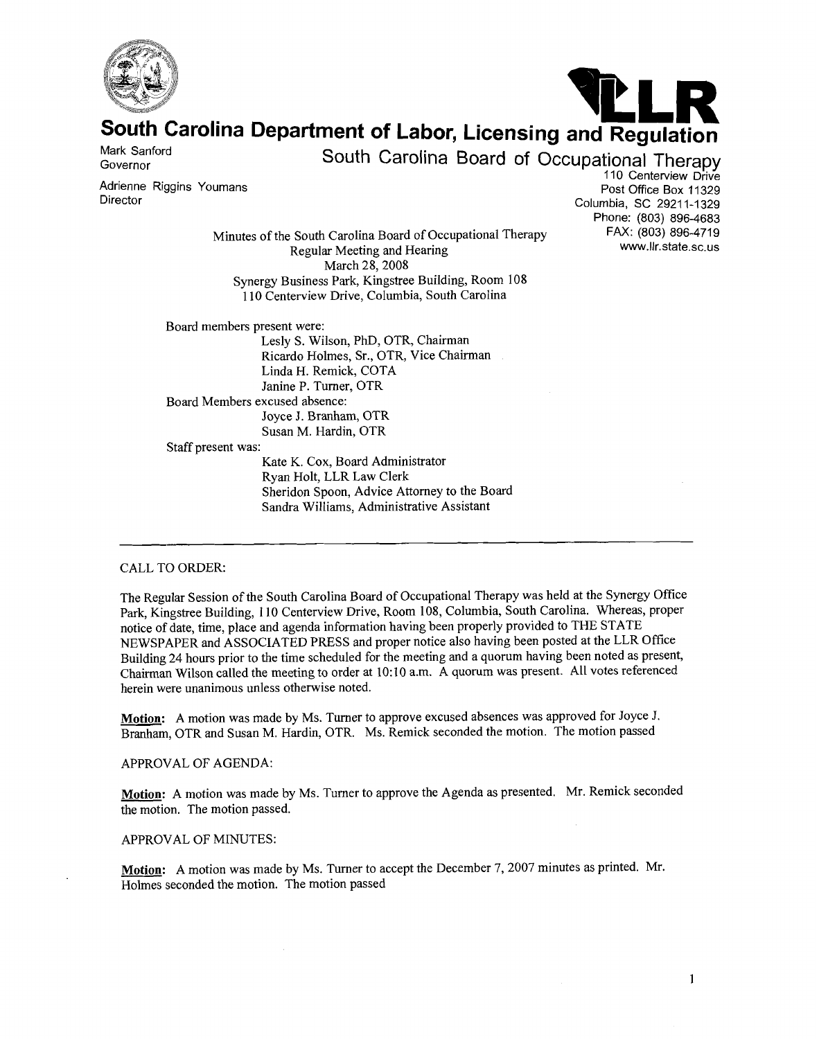# South Carolina Department of Labor, Licensing and Regulation

## South Carolina Board of Occupational Therapy

Mark Sanford
Governor

Adrienne Riggins Youmans
Director

110 Centerview Drive
Post Office Box 11329
Columbia, SC 29211-1329
Phone: (803) 896-4683
FAX: (803) 896-4719
www.llr.state.sc.us

Minutes of the South Carolina Board of Occupational Therapy
Regular Meeting and Hearing
March 28, 2008
Synergy Business Park, Kingstree Building, Room 108
110 Centerview Drive, Columbia, South Carolina

Board members present were:
- Lesly S. Wilson, PhD, OTR, Chairman
- Ricardo Holmes, Sr., OTR, Vice Chairman
- Linda H. Remick, COTA
- Janine P. Turner, OTR

Board Members excused absence:
- Joyce J. Branham, OTR
- Susan M. Hardin, OTR

Staff present was:
- Kate K. Cox, Board Administrator
- Ryan Holt, LLR Law Clerk
- Sheridon Spoon, Advice Attorney to the Board
- Sandra Williams, Administrative Assistant

---

CALL TO ORDER:

The Regular Session of the South Carolina Board of Occupational Therapy was held at the Synergy Office Park, Kingstree Building, 110 Centerview Drive, Room 108, Columbia, South Carolina. Whereas, proper notice of date, time, place and agenda information having been properly provided to THE STATE NEWSPAPER and ASSOCIATED PRESS and proper notice also having been posted at the LLR Office Building 24 hours prior to the time scheduled for the meeting and a quorum having been noted as present, Chairman Wilson called the meeting to order at 10:10 a.m. A quorum was present. All votes referenced herein were unanimous unless otherwise noted.

**Motion:** A motion was made by Ms. Turner to approve excused absences was approved for Joyce J. Branham, OTR and Susan M. Hardin, OTR. Ms. Remick seconded the motion. The motion passed

APPROVAL OF AGENDA:

**Motion:** A motion was made by Ms. Turner to approve the Agenda as presented. Mr. Remick seconded the motion. The motion passed.

APPROVAL OF MINUTES:

**Motion:** A motion was made by Ms. Turner to accept the December 7, 2007 minutes as printed. Mr. Holmes seconded the motion. The motion passed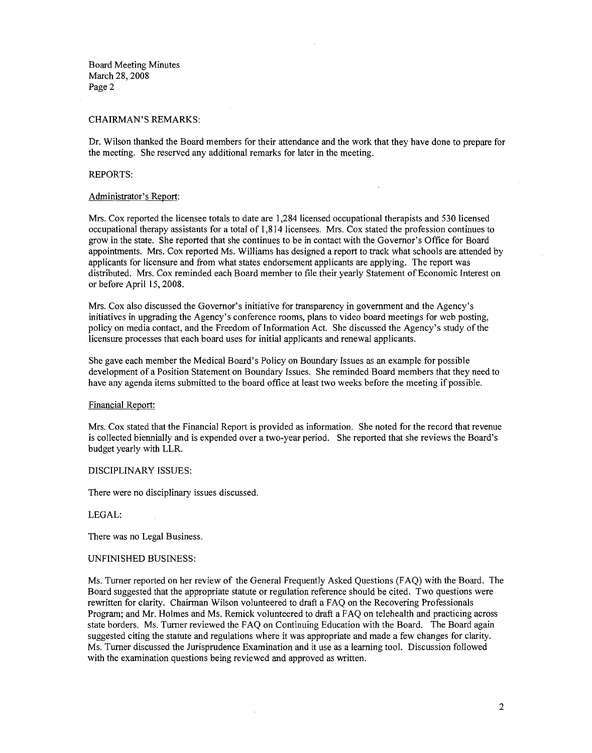Board Meeting Minutes
March 28, 2008

## CHAIRMAN'S REMARKS:

Dr. Wilson thanked the Board members for their attendance and the work that they have done to prepare for the meeting. She reserved any additional remarks for later in the meeting.

## REPORTS:

### Administrator's Report:

Mrs. Cox reported the licensee totals to date are 1,284 licensed occupational therapists and 530 licensed occupational therapy assistants for a total of 1,814 licensees. Mrs. Cox stated the profession continues to grow in the state. She reported that she continues to be in contact with the Governor's Office for Board appointments. Mrs. Cox reported Ms. Williams has designed a report to track what schools are attended by applicants for licensure and from what states endorsement applicants are applying. The report was distributed. Mrs. Cox reminded each Board member to file their yearly Statement of Economic Interest on or before April 15, 2008.

Mrs. Cox also discussed the Governor's initiative for transparency in government and the Agency's initiatives in upgrading the Agency's conference rooms, plans to video board meetings for web posting, policy on media contact, and the Freedom of Information Act. She discussed the Agency's study of the licensure processes that each board uses for initial applicants and renewal applicants.

She gave each member the Medical Board's Policy on Boundary Issues as an example for possible development of a Position Statement on Boundary Issues. She reminded Board members that they need to have any agenda items submitted to the board office at least two weeks before the meeting if possible.

### Financial Report:

Mrs. Cox stated that the Financial Report is provided as information. She noted for the record that revenue is collected biennially and is expended over a two-year period. She reported that she reviews the Board's budget yearly with LLR.

## DISCIPLINARY ISSUES:

There were no disciplinary issues discussed.

## LEGAL:

There was no Legal Business.

## UNFINISHED BUSINESS:

Ms. Turner reported on her review of the General Frequently Asked Questions (FAQ) with the Board. The Board suggested that the appropriate statute or regulation reference should be cited. Two questions were rewritten for clarity. Chairman Wilson volunteered to draft a FAQ on the Recovering Professionals Program; and Mr. Holmes and Ms. Remick volunteered to draft a FAQ on telehealth and practicing across state borders. Ms. Turner reviewed the FAQ on Continuing Education with the Board. The Board again suggested citing the statute and regulations where it was appropriate and made a few changes for clarity. Ms. Turner discussed the Jurisprudence Examination and it use as a learning tool. Discussion followed with the examination questions being reviewed and approved as written.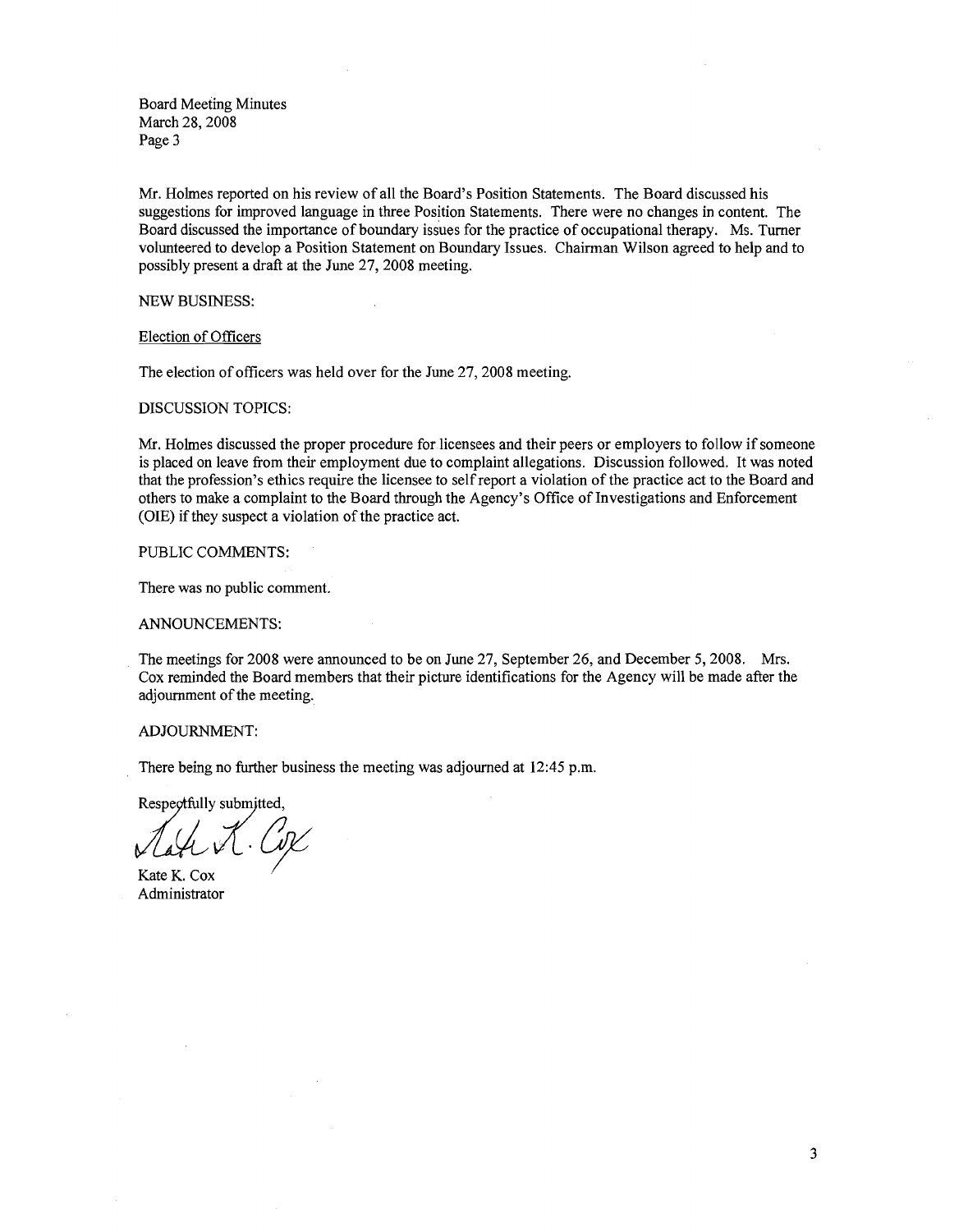Mr. Holmes reported on his review of all the Board's Position Statements. The Board discussed his suggestions for improved language in three Position Statements. There were no changes in content. The Board discussed the importance of boundary issues for the practice of occupational therapy. Ms. Turner volunteered to develop a Position Statement on Boundary Issues. Chairman Wilson agreed to help and to possibly present a draft at the June 27, 2008 meeting.

NEW BUSINESS:

Election of Officers

The election of officers was held over for the June 27, 2008 meeting.

DISCUSSION TOPICS:

Mr. Holmes discussed the proper procedure for licensees and their peers or employers to follow if someone is placed on leave from their employment due to complaint allegations. Discussion followed. It was noted that the profession's ethics require the licensee to self report a violation of the practice act to the Board and others to make a complaint to the Board through the Agency's Office of Investigations and Enforcement (OIE) if they suspect a violation of the practice act.

PUBLIC COMMENTS:

There was no public comment.

ANNOUNCEMENTS:

The meetings for 2008 were announced to be on June 27, September 26, and December 5, 2008. Mrs. Cox reminded the Board members that their picture identifications for the Agency will be made after the adjournment of the meeting.

ADJOURNMENT:

There being no further business the meeting was adjourned at 12:45 p.m.

Respectfully submitted,

Kate K. Cox

Kate K. Cox
Administrator